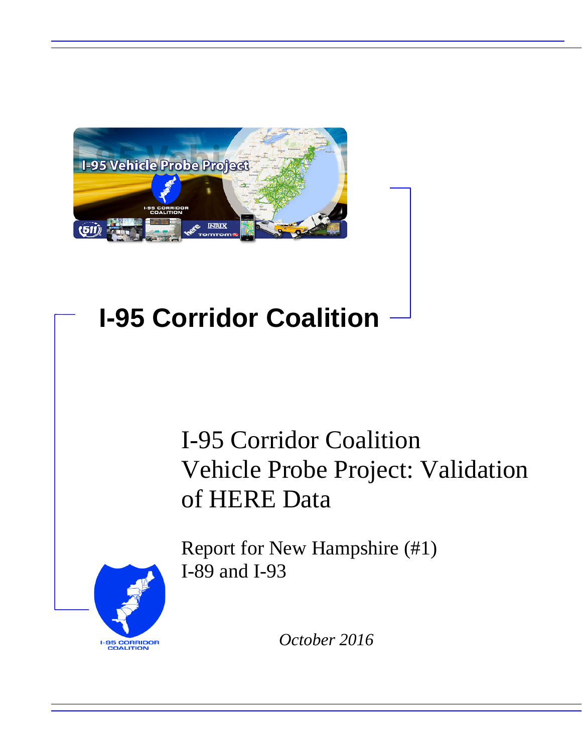# I-95 Corridor Coalition

## I-95 Corridor Coalition Vehicle Probe Project: Validation of HERE Data

Report for New Hampshire (#1)
I-89 and I-93

*October 2016*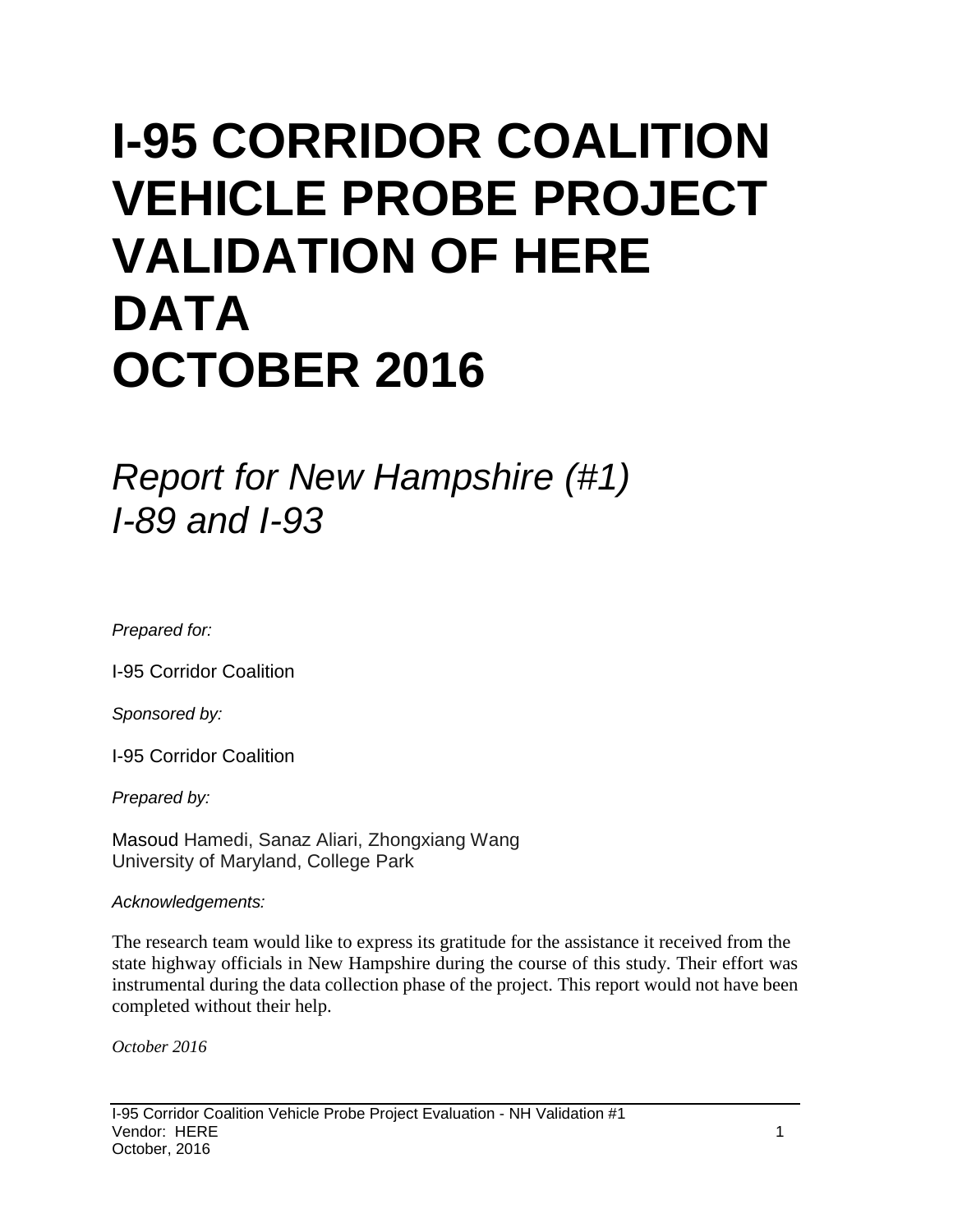# I-95 CORRIDOR COALITION VEHICLE PROBE PROJECT VALIDATION OF HERE DATA OCTOBER 2016

## *Report for New Hampshire (#1) I-89 and I-93*

*Prepared for:*

I-95 Corridor Coalition

*Sponsored by:*

I-95 Corridor Coalition

*Prepared by:*

Masoud Hamedi, Sanaz Aliari, Zhongxiang Wang
University of Maryland, College Park

*Acknowledgements:*

The research team would like to express its gratitude for the assistance it received from the state highway officials in New Hampshire during the course of this study. Their effort was instrumental during the data collection phase of the project. This report would not have been completed without their help.

*October 2016*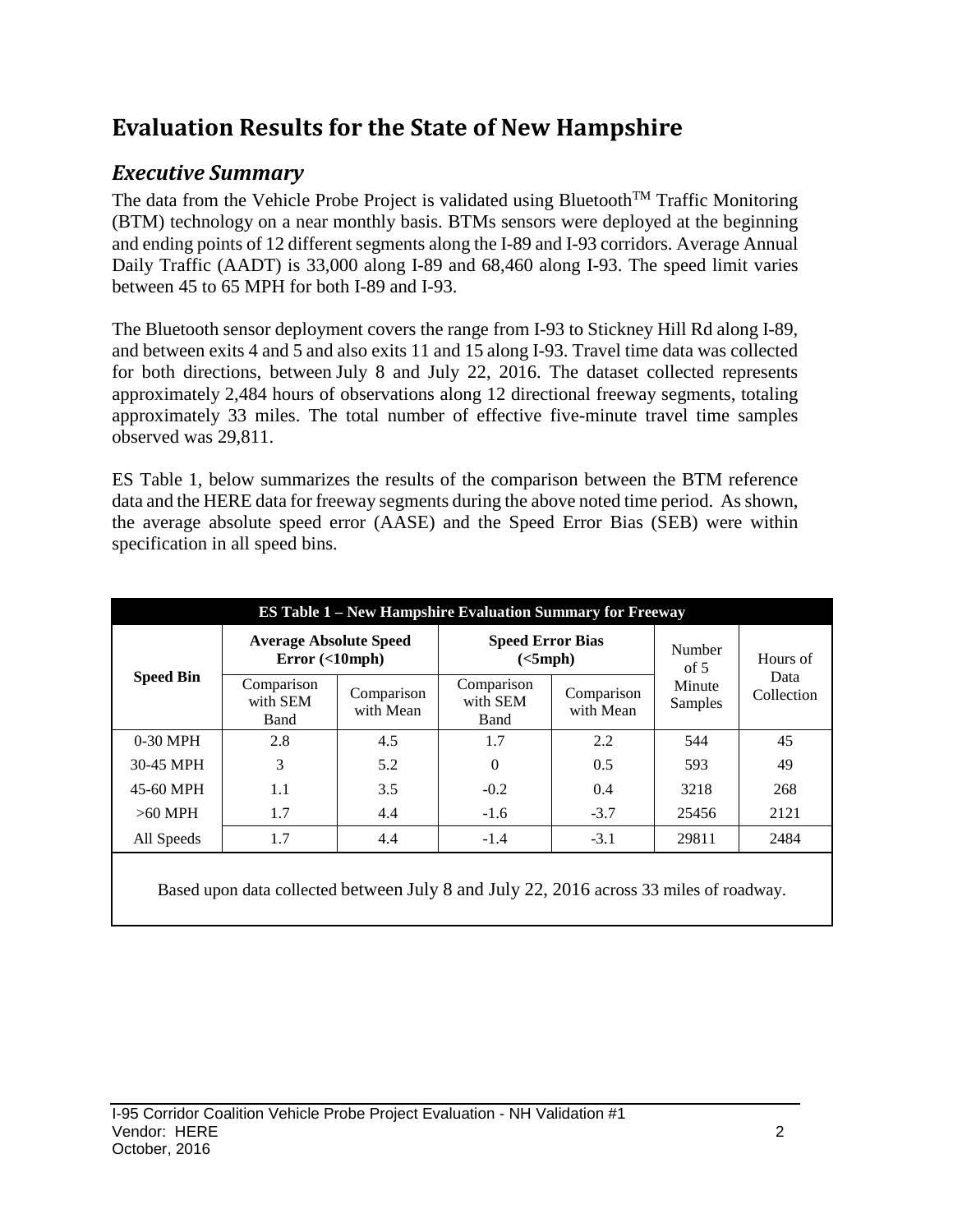# Evaluation Results for the State of New Hampshire

## *Executive Summary*

The data from the Vehicle Probe Project is validated using Bluetooth[TM] Traffic Monitoring (BTM) technology on a near monthly basis. BTMs sensors were deployed at the beginning and ending points of 12 different segments along the I-89 and I-93 corridors. Average Annual Daily Traffic (AADT) is 33,000 along I-89 and 68,460 along I-93. The speed limit varies between 45 to 65 MPH for both I-89 and I-93.

The Bluetooth sensor deployment covers the range from I-93 to Stickney Hill Rd along I-89, and between exits 4 and 5 and also exits 11 and 15 along I-93. Travel time data was collected for both directions, between July 8 and July 22, 2016. The dataset collected represents approximately 2,484 hours of observations along 12 directional freeway segments, totaling approximately 33 miles. The total number of effective five-minute travel time samples observed was 29,811.

ES Table 1, below summarizes the results of the comparison between the BTM reference data and the HERE data for freeway segments during the above noted time period. As shown, the average absolute speed error (AASE) and the Speed Error Bias (SEB) were within specification in all speed bins.

**ES Table 1 – New Hampshire Evaluation Summary for Freeway**

| Speed Bin | Average Absolute Speed Error (<10mph) | | Speed Error Bias (<5mph) | | Number of 5 Minute Samples | Hours of Data Collection |
|---|---|---|---|---|---|---|
| | Comparison with SEM Band | Comparison with Mean | Comparison with SEM Band | Comparison with Mean | | |
| 0-30 MPH | 2.8 | 4.5 | 1.7 | 2.2 | 544 | 45 |
| 30-45 MPH | 3 | 5.2 | 0 | 0.5 | 593 | 49 |
| 45-60 MPH | 1.1 | 3.5 | -0.2 | 0.4 | 3218 | 268 |
| >60 MPH | 1.7 | 4.4 | -1.6 | -3.7 | 25456 | 2121 |
| All Speeds | 1.7 | 4.4 | -1.4 | -3.1 | 29811 | 2484 |

Based upon data collected between July 8 and July 22, 2016 across 33 miles of roadway.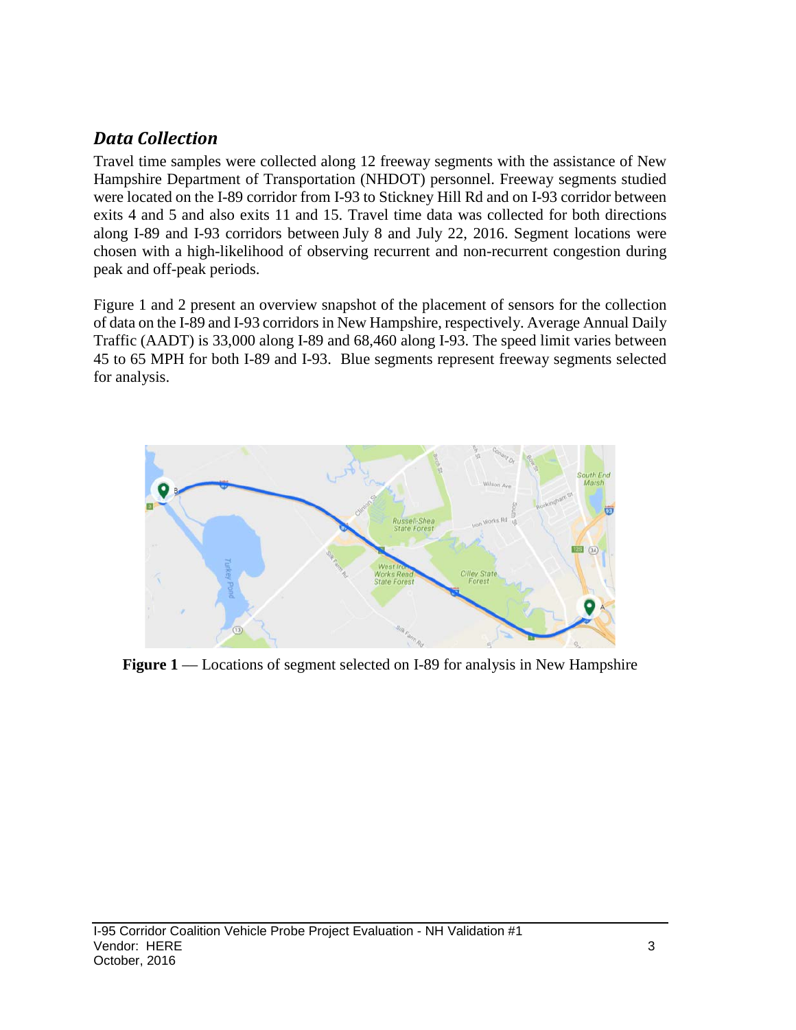## *Data Collection*

Travel time samples were collected along 12 freeway segments with the assistance of New Hampshire Department of Transportation (NHDOT) personnel. Freeway segments studied were located on the I-89 corridor from I-93 to Stickney Hill Rd and on I-93 corridor between exits 4 and 5 and also exits 11 and 15. Travel time data was collected for both directions along I-89 and I-93 corridors between July 8 and July 22, 2016. Segment locations were chosen with a high-likelihood of observing recurrent and non-recurrent congestion during peak and off-peak periods.

Figure 1 and 2 present an overview snapshot of the placement of sensors for the collection of data on the I-89 and I-93 corridors in New Hampshire, respectively. Average Annual Daily Traffic (AADT) is 33,000 along I-89 and 68,460 along I-93. The speed limit varies between 45 to 65 MPH for both I-89 and I-93. Blue segments represent freeway segments selected for analysis.

**Figure 1** — Locations of segment selected on I-89 for analysis in New Hampshire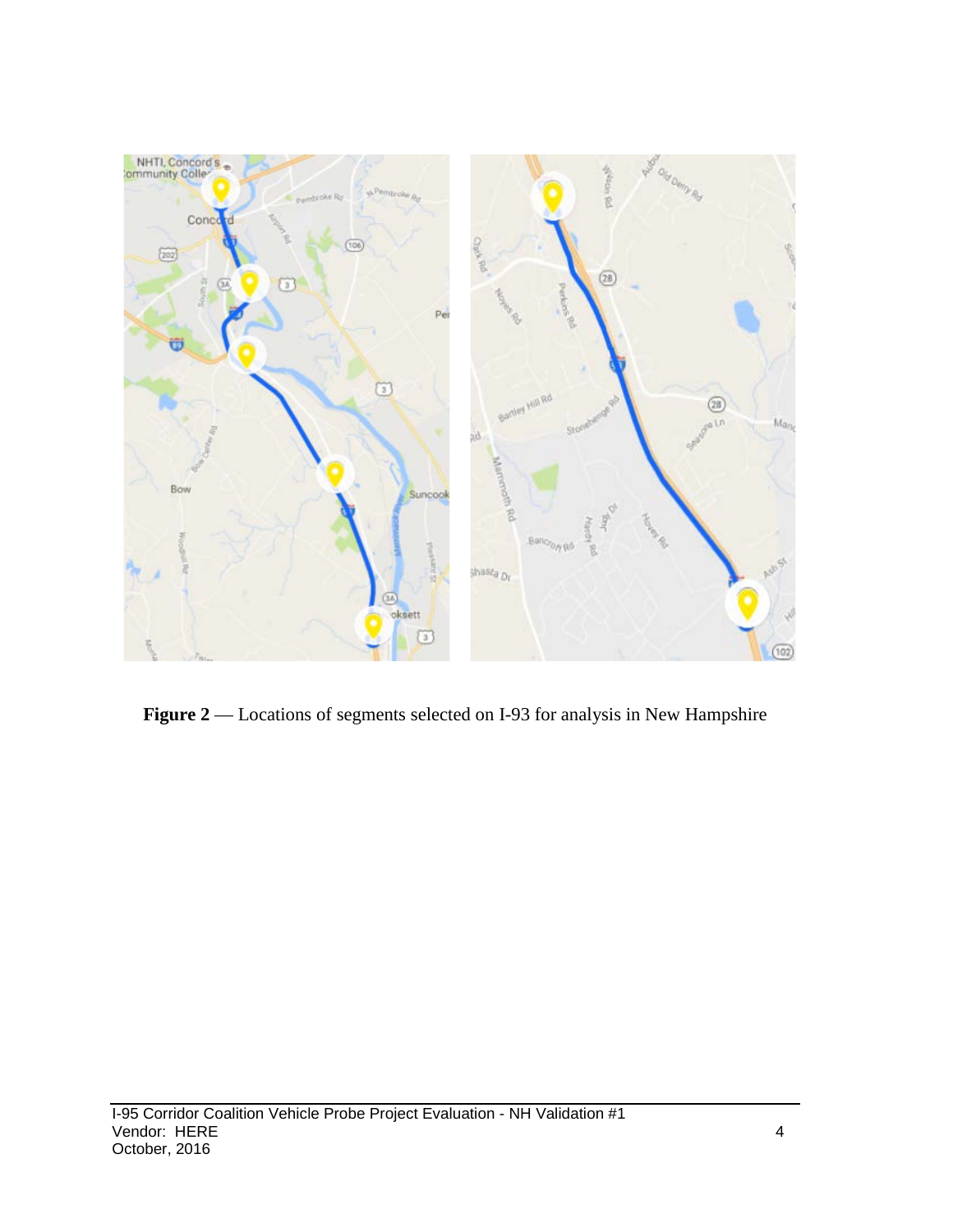**Figure 2** — Locations of segments selected on I-93 for analysis in New Hampshire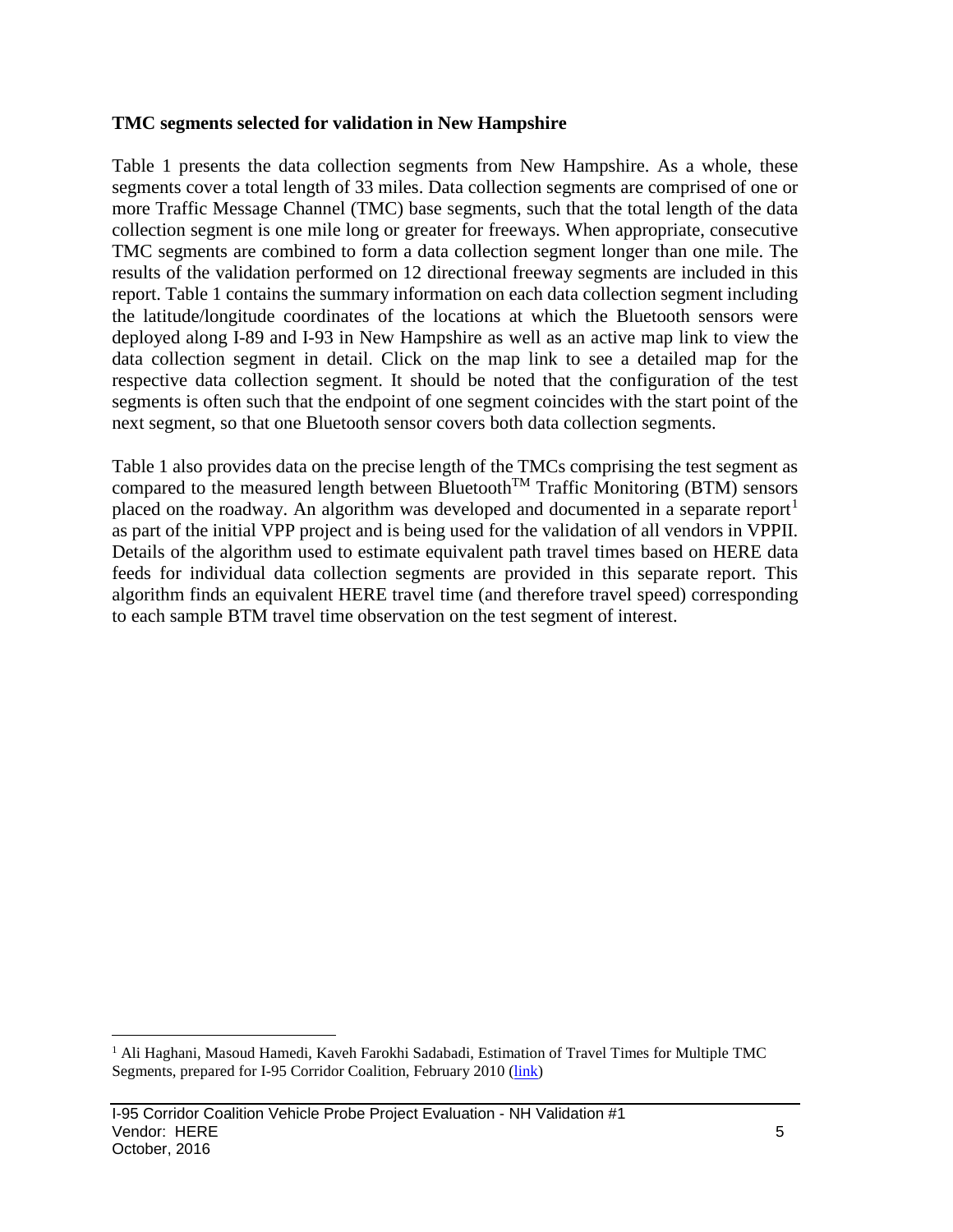**TMC segments selected for validation in New Hampshire**

Table 1 presents the data collection segments from New Hampshire. As a whole, these segments cover a total length of 33 miles. Data collection segments are comprised of one or more Traffic Message Channel (TMC) base segments, such that the total length of the data collection segment is one mile long or greater for freeways. When appropriate, consecutive TMC segments are combined to form a data collection segment longer than one mile. The results of the validation performed on 12 directional freeway segments are included in this report. Table 1 contains the summary information on each data collection segment including the latitude/longitude coordinates of the locations at which the Bluetooth sensors were deployed along I-89 and I-93 in New Hampshire as well as an active map link to view the data collection segment in detail. Click on the map link to see a detailed map for the respective data collection segment. It should be noted that the configuration of the test segments is often such that the endpoint of one segment coincides with the start point of the next segment, so that one Bluetooth sensor covers both data collection segments.

Table 1 also provides data on the precise length of the TMCs comprising the test segment as compared to the measured length between Bluetooth™ Traffic Monitoring (BTM) sensors placed on the roadway. An algorithm was developed and documented in a separate report[1] as part of the initial VPP project and is being used for the validation of all vendors in VPPII. Details of the algorithm used to estimate equivalent path travel times based on HERE data feeds for individual data collection segments are provided in this separate report. This algorithm finds an equivalent HERE travel time (and therefore travel speed) corresponding to each sample BTM travel time observation on the test segment of interest.

[1] Ali Haghani, Masoud Hamedi, Kaveh Farokhi Sadabadi, Estimation of Travel Times for Multiple TMC Segments, prepared for I-95 Corridor Coalition, February 2010 (link)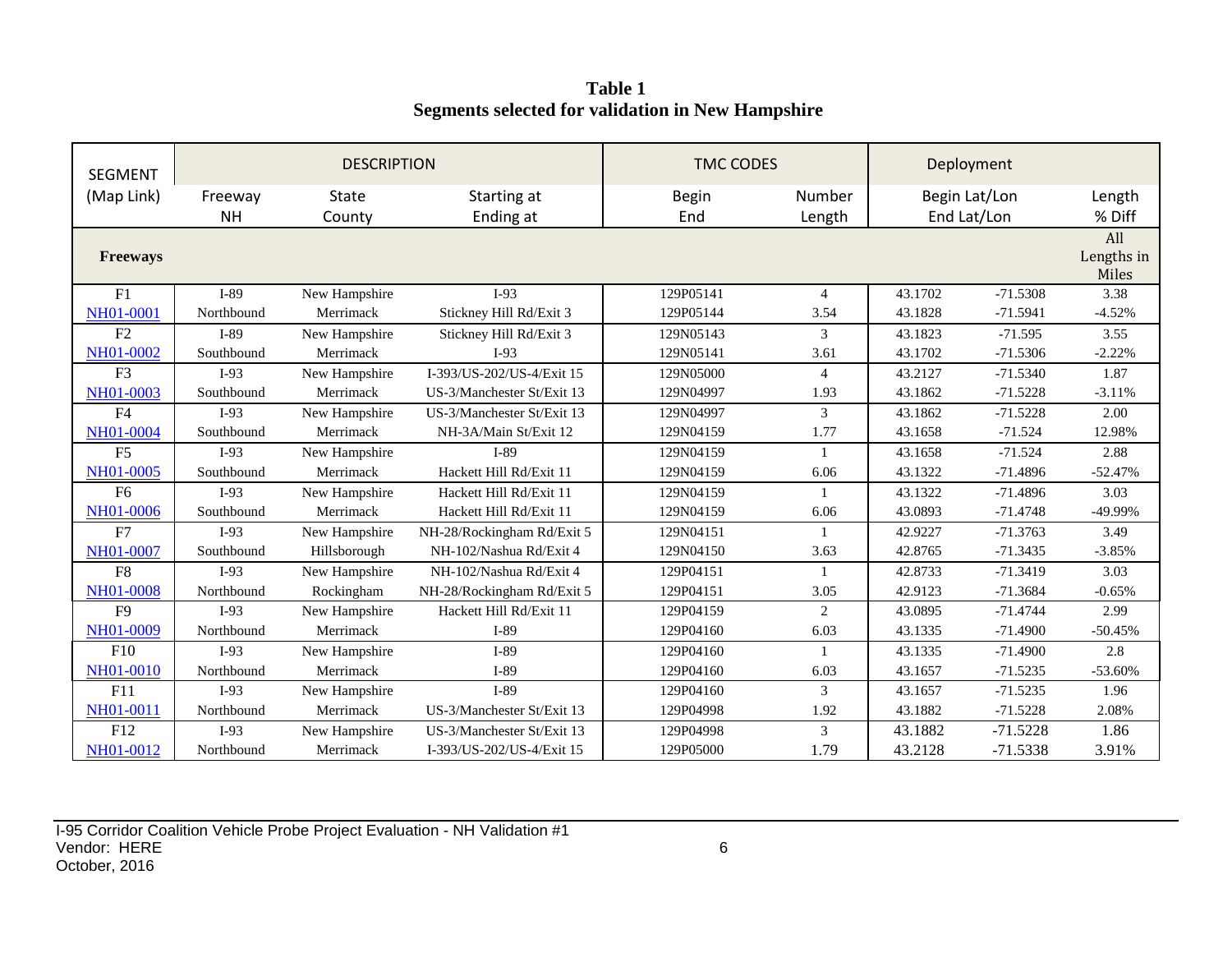**Table 1**
**Segments selected for validation in New Hampshire**

| SEGMENT (Map Link) | DESCRIPTION | | | TMC CODES | | Deployment | | |
|---|---|---|---|---|---|---|---|---|
| | Freeway NH | State County | Starting at Ending at | Begin End | Number Length | Begin Lat/Lon End Lat/Lon | | Length % Diff |
| **Freeways** | | | | | | | | All Lengths in Miles |
| F1 NH01-0001 | I-89 Northbound | New Hampshire Merrimack | I-93 Stickney Hill Rd/Exit 3 | 129P05141 129P05144 | 4 3.54 | 43.1702 43.1828 | -71.5308 -71.5941 | 3.38 -4.52% |
| F2 NH01-0002 | I-89 Southbound | New Hampshire Merrimack | Stickney Hill Rd/Exit 3 I-93 | 129N05143 129N05141 | 3 3.61 | 43.1823 43.1702 | -71.595 -71.5306 | 3.55 -2.22% |
| F3 NH01-0003 | I-93 Southbound | New Hampshire Merrimack | I-393/US-202/US-4/Exit 15 US-3/Manchester St/Exit 13 | 129N05000 129N04997 | 4 1.93 | 43.2127 43.1862 | -71.5340 -71.5228 | 1.87 -3.11% |
| F4 NH01-0004 | I-93 Southbound | New Hampshire Merrimack | US-3/Manchester St/Exit 13 NH-3A/Main St/Exit 12 | 129N04997 129N04159 | 3 1.77 | 43.1862 43.1658 | -71.5228 -71.524 | 2.00 12.98% |
| F5 NH01-0005 | I-93 Southbound | New Hampshire Merrimack | I-89 Hackett Hill Rd/Exit 11 | 129N04159 129N04159 | 1 6.06 | 43.1658 43.1322 | -71.524 -71.4896 | 2.88 -52.47% |
| F6 NH01-0006 | I-93 Southbound | New Hampshire Merrimack | Hackett Hill Rd/Exit 11 Hackett Hill Rd/Exit 11 | 129N04159 129N04159 | 1 6.06 | 43.1322 43.0893 | -71.4896 -71.4748 | 3.03 -49.99% |
| F7 NH01-0007 | I-93 Southbound | New Hampshire Hillsborough | NH-28/Rockingham Rd/Exit 5 NH-102/Nashua Rd/Exit 4 | 129N04151 129N04150 | 1 3.63 | 42.9227 42.8765 | -71.3763 -71.3435 | 3.49 -3.85% |
| F8 NH01-0008 | I-93 Northbound | New Hampshire Rockingham | NH-102/Nashua Rd/Exit 4 NH-28/Rockingham Rd/Exit 5 | 129P04151 129P04151 | 1 3.05 | 42.8733 42.9123 | -71.3419 -71.3684 | 3.03 -0.65% |
| F9 NH01-0009 | I-93 Northbound | New Hampshire Merrimack | Hackett Hill Rd/Exit 11 I-89 | 129P04159 129P04160 | 2 6.03 | 43.0895 43.1335 | -71.4744 -71.4900 | 2.99 -50.45% |
| F10 NH01-0010 | I-93 Northbound | New Hampshire Merrimack | I-89 I-89 | 129P04160 129P04160 | 1 6.03 | 43.1335 43.1657 | -71.4900 -71.5235 | 2.8 -53.60% |
| F11 NH01-0011 | I-93 Northbound | New Hampshire Merrimack | I-89 US-3/Manchester St/Exit 13 | 129P04160 129P04998 | 3 1.92 | 43.1657 43.1882 | -71.5235 -71.5228 | 1.96 2.08% |
| F12 NH01-0012 | I-93 Northbound | New Hampshire Merrimack | US-3/Manchester St/Exit 13 I-393/US-202/US-4/Exit 15 | 129P04998 129P05000 | 3 1.79 | 43.1882 43.2128 | -71.5228 -71.5338 | 1.86 3.91% |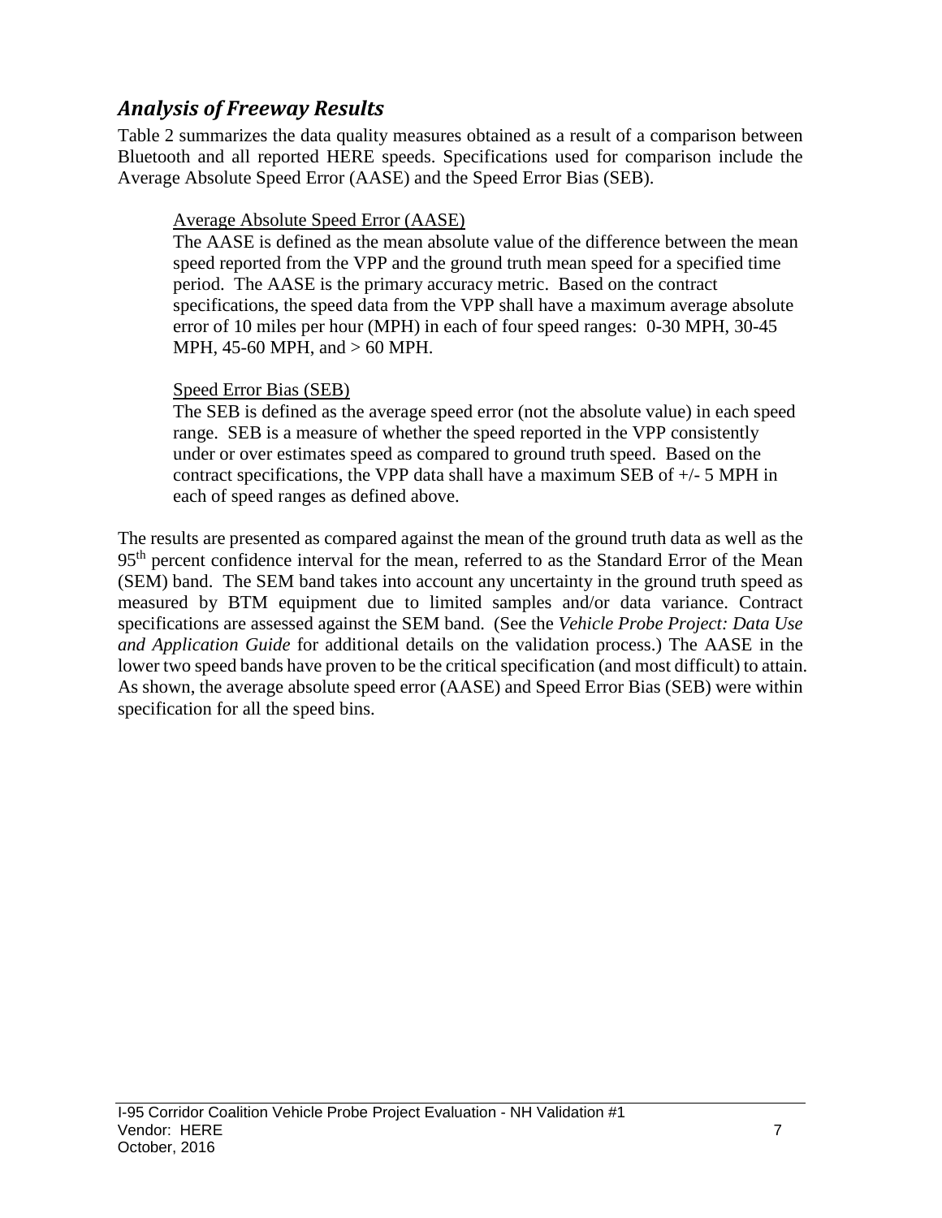## *Analysis of Freeway Results*

Table 2 summarizes the data quality measures obtained as a result of a comparison between Bluetooth and all reported HERE speeds. Specifications used for comparison include the Average Absolute Speed Error (AASE) and the Speed Error Bias (SEB).

> Average Absolute Speed Error (AASE)
>
> The AASE is defined as the mean absolute value of the difference between the mean speed reported from the VPP and the ground truth mean speed for a specified time period. The AASE is the primary accuracy metric. Based on the contract specifications, the speed data from the VPP shall have a maximum average absolute error of 10 miles per hour (MPH) in each of four speed ranges: 0-30 MPH, 30-45 MPH, 45-60 MPH, and > 60 MPH.
>
> Speed Error Bias (SEB)
>
> The SEB is defined as the average speed error (not the absolute value) in each speed range. SEB is a measure of whether the speed reported in the VPP consistently under or over estimates speed as compared to ground truth speed. Based on the contract specifications, the VPP data shall have a maximum SEB of +/- 5 MPH in each of speed ranges as defined above.

The results are presented as compared against the mean of the ground truth data as well as the 95th percent confidence interval for the mean, referred to as the Standard Error of the Mean (SEM) band. The SEM band takes into account any uncertainty in the ground truth speed as measured by BTM equipment due to limited samples and/or data variance. Contract specifications are assessed against the SEM band. (See the *Vehicle Probe Project: Data Use and Application Guide* for additional details on the validation process.) The AASE in the lower two speed bands have proven to be the critical specification (and most difficult) to attain. As shown, the average absolute speed error (AASE) and Speed Error Bias (SEB) were within specification for all the speed bins.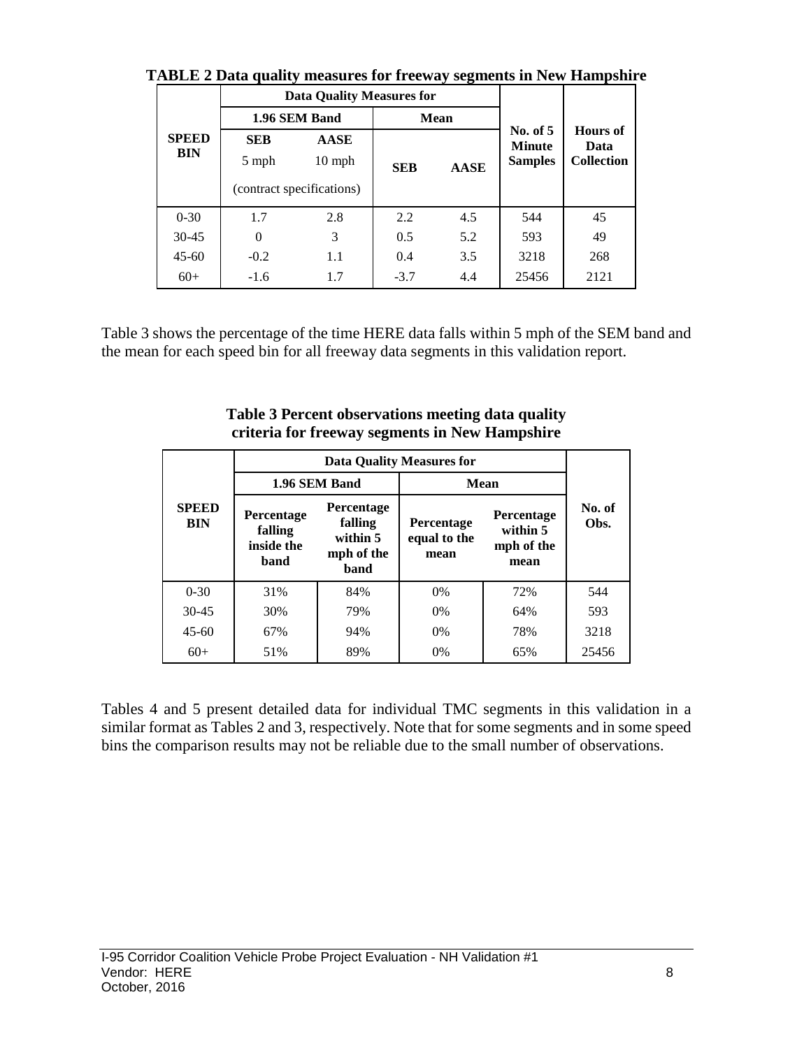**TABLE 2 Data quality measures for freeway segments in New Hampshire**

| SPEED BIN | Data Quality Measures for | | | | No. of 5 Minute Samples | Hours of Data Collection |
|---|---|---|---|---|---|---|
| | 1.96 SEM Band | | Mean | | | |
| | SEB 5 mph (contract specifications) | AASE 10 mph (contract specifications) | SEB | AASE | | |
| 0-30 | 1.7 | 2.8 | 2.2 | 4.5 | 544 | 45 |
| 30-45 | 0 | 3 | 0.5 | 5.2 | 593 | 49 |
| 45-60 | -0.2 | 1.1 | 0.4 | 3.5 | 3218 | 268 |
| 60+ | -1.6 | 1.7 | -3.7 | 4.4 | 25456 | 2121 |

Table 3 shows the percentage of the time HERE data falls within 5 mph of the SEM band and the mean for each speed bin for all freeway data segments in this validation report.

**Table 3 Percent observations meeting data quality criteria for freeway segments in New Hampshire**

| SPEED BIN | Data Quality Measures for | | | | No. of Obs. |
|---|---|---|---|---|---|
| | 1.96 SEM Band | | Mean | | |
| | Percentage falling inside the band | Percentage falling within 5 mph of the band | Percentage equal to the mean | Percentage within 5 mph of the mean | |
| 0-30 | 31% | 84% | 0% | 72% | 544 |
| 30-45 | 30% | 79% | 0% | 64% | 593 |
| 45-60 | 67% | 94% | 0% | 78% | 3218 |
| 60+ | 51% | 89% | 0% | 65% | 25456 |

Tables 4 and 5 present detailed data for individual TMC segments in this validation in a similar format as Tables 2 and 3, respectively. Note that for some segments and in some speed bins the comparison results may not be reliable due to the small number of observations.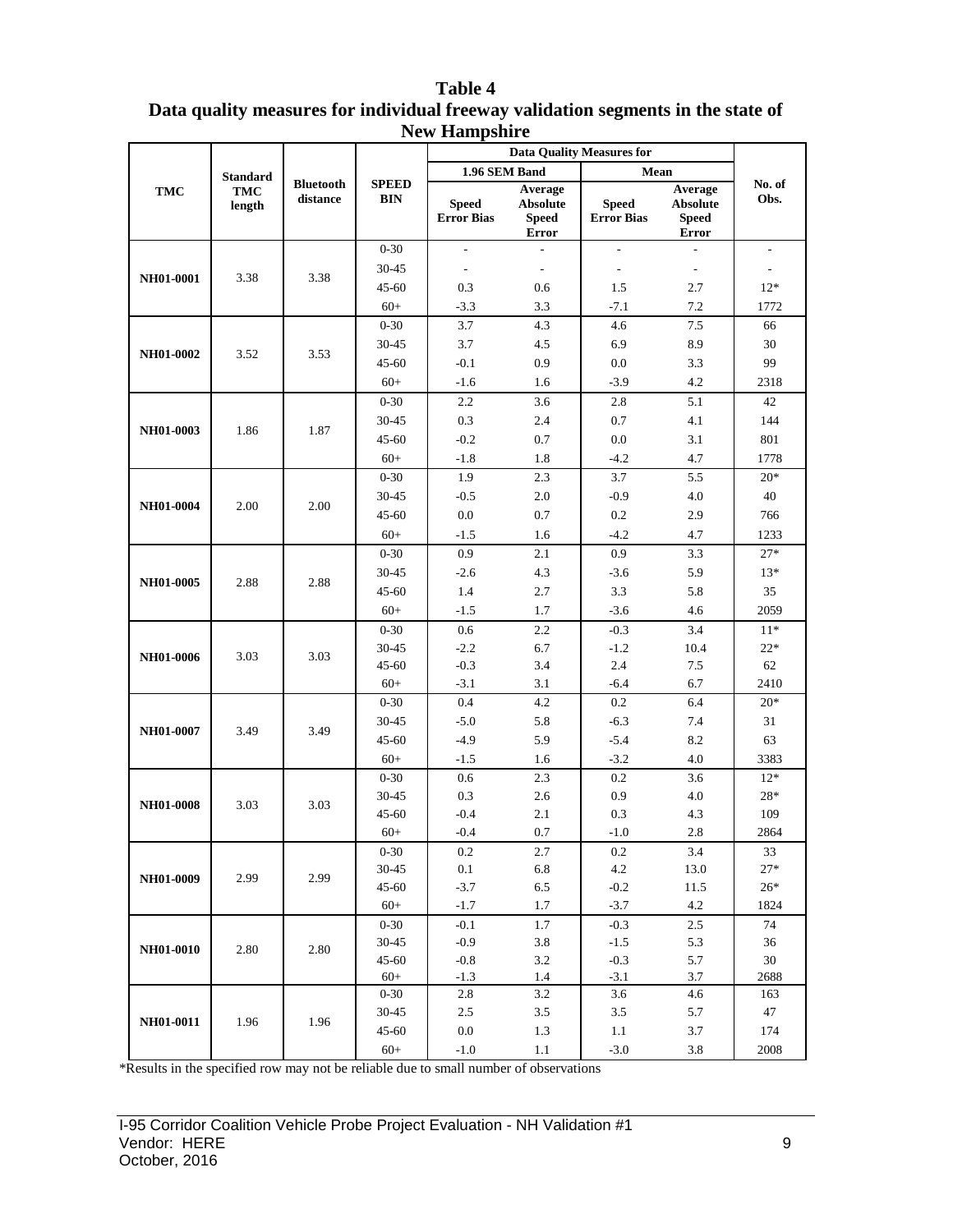**Table 4**
**Data quality measures for individual freeway validation segments in the state of New Hampshire**

| TMC | Standard TMC length | Bluetooth distance | SPEED BIN | Data Quality Measures for 1.96 SEM Band: Speed Error Bias | Data Quality Measures for 1.96 SEM Band: Average Absolute Speed Error | Data Quality Measures for Mean: Speed Error Bias | Data Quality Measures for Mean: Average Absolute Speed Error | No. of Obs. |
|---|---|---|---|---|---|---|---|---|
| NH01-0001 | 3.38 | 3.38 | 0-30 | - | - | - | - | - |
| | | | 30-45 | - | - | - | - | - |
| | | | 45-60 | 0.3 | 0.6 | 1.5 | 2.7 | 12* |
| | | | 60+ | -3.3 | 3.3 | -7.1 | 7.2 | 1772 |
| NH01-0002 | 3.52 | 3.53 | 0-30 | 3.7 | 4.3 | 4.6 | 7.5 | 66 |
| | | | 30-45 | 3.7 | 4.5 | 6.9 | 8.9 | 30 |
| | | | 45-60 | -0.1 | 0.9 | 0.0 | 3.3 | 99 |
| | | | 60+ | -1.6 | 1.6 | -3.9 | 4.2 | 2318 |
| NH01-0003 | 1.86 | 1.87 | 0-30 | 2.2 | 3.6 | 2.8 | 5.1 | 42 |
| | | | 30-45 | 0.3 | 2.4 | 0.7 | 4.1 | 144 |
| | | | 45-60 | -0.2 | 0.7 | 0.0 | 3.1 | 801 |
| | | | 60+ | -1.8 | 1.8 | -4.2 | 4.7 | 1778 |
| NH01-0004 | 2.00 | 2.00 | 0-30 | 1.9 | 2.3 | 3.7 | 5.5 | 20* |
| | | | 30-45 | -0.5 | 2.0 | -0.9 | 4.0 | 40 |
| | | | 45-60 | 0.0 | 0.7 | 0.2 | 2.9 | 766 |
| | | | 60+ | -1.5 | 1.6 | -4.2 | 4.7 | 1233 |
| NH01-0005 | 2.88 | 2.88 | 0-30 | 0.9 | 2.1 | 0.9 | 3.3 | 27* |
| | | | 30-45 | -2.6 | 4.3 | -3.6 | 5.9 | 13* |
| | | | 45-60 | 1.4 | 2.7 | 3.3 | 5.8 | 35 |
| | | | 60+ | -1.5 | 1.7 | -3.6 | 4.6 | 2059 |
| NH01-0006 | 3.03 | 3.03 | 0-30 | 0.6 | 2.2 | -0.3 | 3.4 | 11* |
| | | | 30-45 | -2.2 | 6.7 | -1.2 | 10.4 | 22* |
| | | | 45-60 | -0.3 | 3.4 | 2.4 | 7.5 | 62 |
| | | | 60+ | -3.1 | 3.1 | -6.4 | 6.7 | 2410 |
| NH01-0007 | 3.49 | 3.49 | 0-30 | 0.4 | 4.2 | 0.2 | 6.4 | 20* |
| | | | 30-45 | -5.0 | 5.8 | -6.3 | 7.4 | 31 |
| | | | 45-60 | -4.9 | 5.9 | -5.4 | 8.2 | 63 |
| | | | 60+ | -1.5 | 1.6 | -3.2 | 4.0 | 3383 |
| NH01-0008 | 3.03 | 3.03 | 0-30 | 0.6 | 2.3 | 0.2 | 3.6 | 12* |
| | | | 30-45 | 0.3 | 2.6 | 0.9 | 4.0 | 28* |
| | | | 45-60 | -0.4 | 2.1 | 0.3 | 4.3 | 109 |
| | | | 60+ | -0.4 | 0.7 | -1.0 | 2.8 | 2864 |
| NH01-0009 | 2.99 | 2.99 | 0-30 | 0.2 | 2.7 | 0.2 | 3.4 | 33 |
| | | | 30-45 | 0.1 | 6.8 | 4.2 | 13.0 | 27* |
| | | | 45-60 | -3.7 | 6.5 | -0.2 | 11.5 | 26* |
| | | | 60+ | -1.7 | 1.7 | -3.7 | 4.2 | 1824 |
| NH01-0010 | 2.80 | 2.80 | 0-30 | -0.1 | 1.7 | -0.3 | 2.5 | 74 |
| | | | 30-45 | -0.9 | 3.8 | -1.5 | 5.3 | 36 |
| | | | 45-60 | -0.8 | 3.2 | -0.3 | 5.7 | 30 |
| | | | 60+ | -1.3 | 1.4 | -3.1 | 3.7 | 2688 |
| NH01-0011 | 1.96 | 1.96 | 0-30 | 2.8 | 3.2 | 3.6 | 4.6 | 163 |
| | | | 30-45 | 2.5 | 3.5 | 3.5 | 5.7 | 47 |
| | | | 45-60 | 0.0 | 1.3 | 1.1 | 3.7 | 174 |
| | | | 60+ | -1.0 | 1.1 | -3.0 | 3.8 | 2008 |

*Results in the specified row may not be reliable due to small number of observations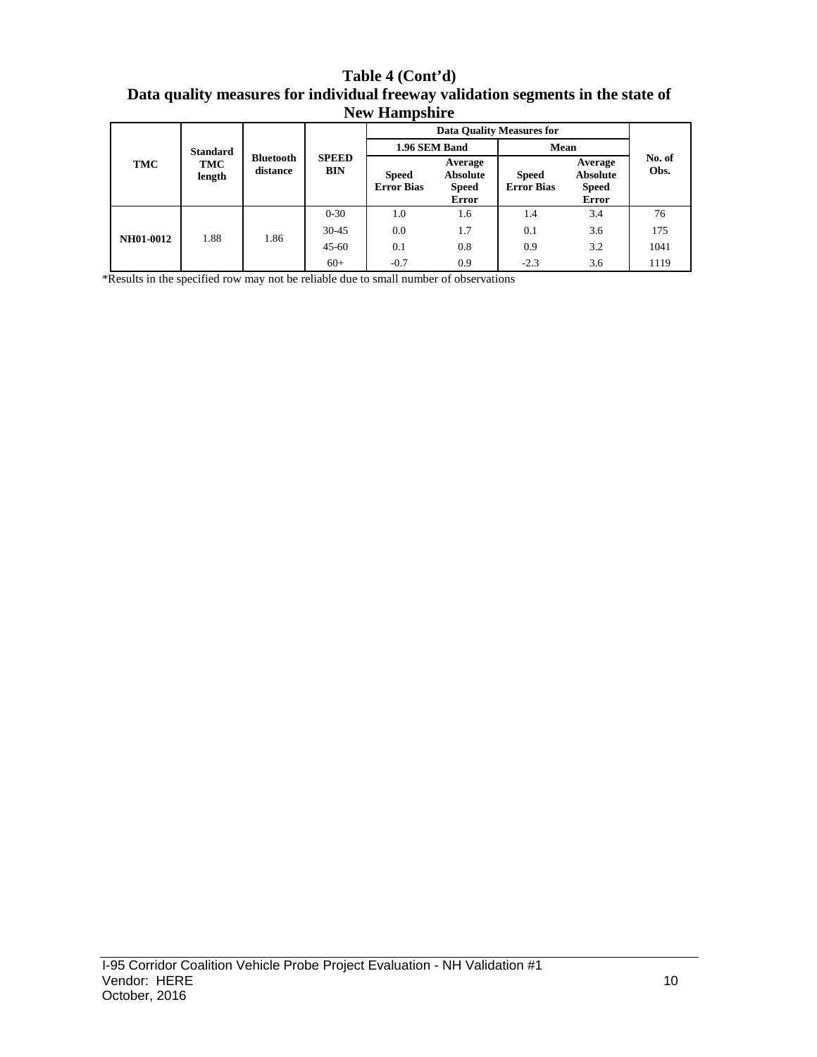# Table 4 (Cont'd)
## Data quality measures for individual freeway validation segments in the state of New Hampshire

| TMC | Standard TMC length | Bluetooth distance | SPEED BIN | Data Quality Measures for | | | | No. of Obs. |
|---|---|---|---|---|---|---|---|---|
| | | | | 1.96 SEM Band | | Mean | | |
| | | | | Speed Error Bias | Average Absolute Speed Error | Speed Error Bias | Average Absolute Speed Error | |
| NH01-0012 | 1.88 | 1.86 | 0-30 | 1.0 | 1.6 | 1.4 | 3.4 | 76 |
| | | | 30-45 | 0.0 | 1.7 | 0.1 | 3.6 | 175 |
| | | | 45-60 | 0.1 | 0.8 | 0.9 | 3.2 | 1041 |
| | | | 60+ | -0.7 | 0.9 | -2.3 | 3.6 | 1119 |

*Results in the specified row may not be reliable due to small number of observations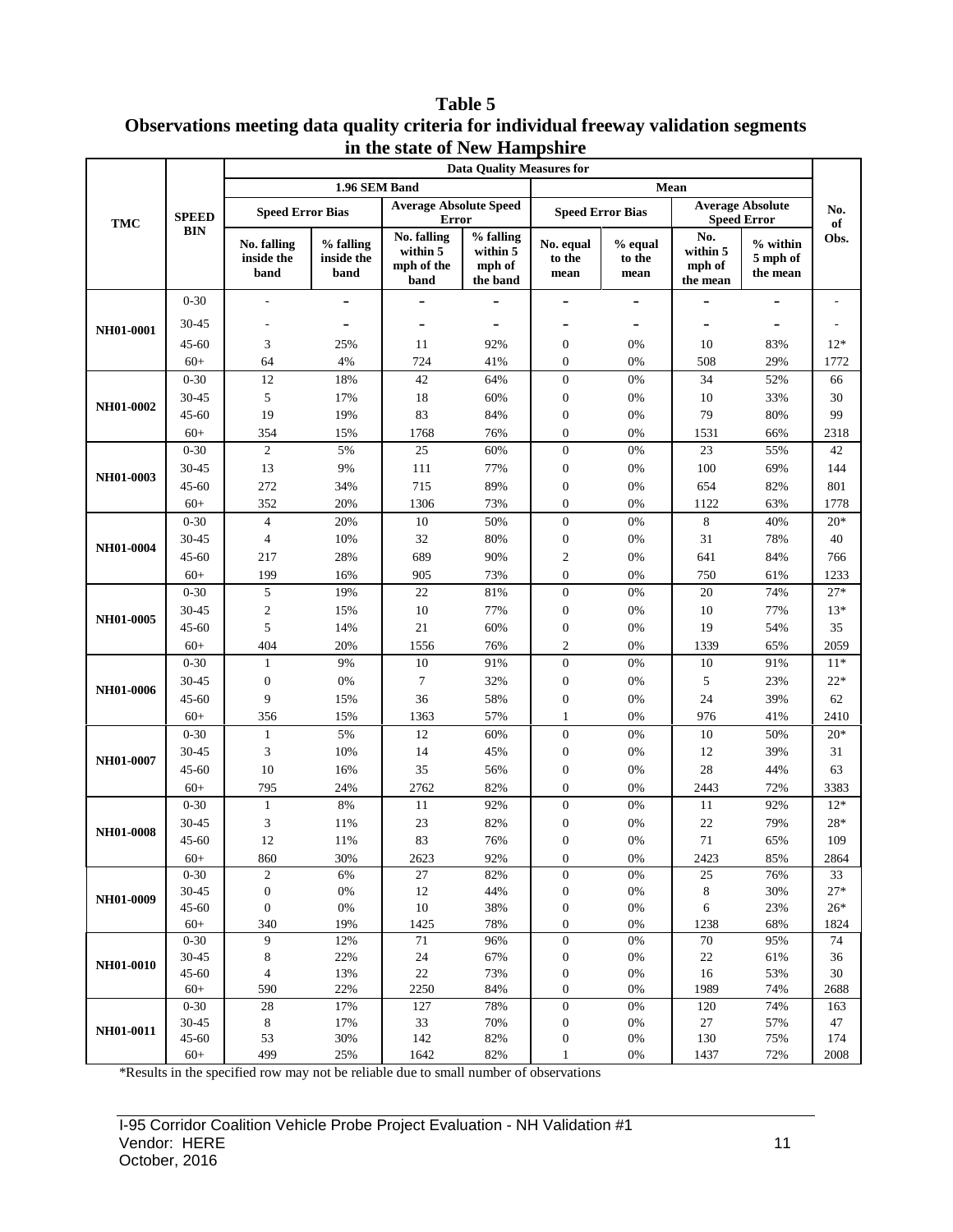**Table 5**
**Observations meeting data quality criteria for individual freeway validation segments in the state of New Hampshire**

| TMC | SPEED BIN | Data Quality Measures for | | | | | | | | No. of Obs. |
|---|---|---|---|---|---|---|---|---|---|---|
| | | 1.96 SEM Band | | | | Mean | | | | |
| | | Speed Error Bias | | Average Absolute Speed Error | | Speed Error Bias | | Average Absolute Speed Error | | |
| | | No. falling inside the band | % falling inside the band | No. falling within 5 mph of the band | % falling within 5 mph of the band | No. equal to the mean | % equal to the mean | No. within 5 mph of the mean | % within 5 mph of the mean | |
| NH01-0001 | 0-30 | - | - | - | - | - | - | - | - | - |
| | 30-45 | - | - | - | - | - | - | - | - | - |
| | 45-60 | 3 | 25% | 11 | 92% | 0 | 0% | 10 | 83% | 12* |
| | 60+ | 64 | 4% | 724 | 41% | 0 | 0% | 508 | 29% | 1772 |
| NH01-0002 | 0-30 | 12 | 18% | 42 | 64% | 0 | 0% | 34 | 52% | 66 |
| | 30-45 | 5 | 17% | 18 | 60% | 0 | 0% | 10 | 33% | 30 |
| | 45-60 | 19 | 19% | 83 | 84% | 0 | 0% | 79 | 80% | 99 |
| | 60+ | 354 | 15% | 1768 | 76% | 0 | 0% | 1531 | 66% | 2318 |
| NH01-0003 | 0-30 | 2 | 5% | 25 | 60% | 0 | 0% | 23 | 55% | 42 |
| | 30-45 | 13 | 9% | 111 | 77% | 0 | 0% | 100 | 69% | 144 |
| | 45-60 | 272 | 34% | 715 | 89% | 0 | 0% | 654 | 82% | 801 |
| | 60+ | 352 | 20% | 1306 | 73% | 0 | 0% | 1122 | 63% | 1778 |
| NH01-0004 | 0-30 | 4 | 20% | 10 | 50% | 0 | 0% | 8 | 40% | 20* |
| | 30-45 | 4 | 10% | 32 | 80% | 0 | 0% | 31 | 78% | 40 |
| | 45-60 | 217 | 28% | 689 | 90% | 2 | 0% | 641 | 84% | 766 |
| | 60+ | 199 | 16% | 905 | 73% | 0 | 0% | 750 | 61% | 1233 |
| NH01-0005 | 0-30 | 5 | 19% | 22 | 81% | 0 | 0% | 20 | 74% | 27* |
| | 30-45 | 2 | 15% | 10 | 77% | 0 | 0% | 10 | 77% | 13* |
| | 45-60 | 5 | 14% | 21 | 60% | 0 | 0% | 19 | 54% | 35 |
| | 60+ | 404 | 20% | 1556 | 76% | 2 | 0% | 1339 | 65% | 2059 |
| NH01-0006 | 0-30 | 1 | 9% | 10 | 91% | 0 | 0% | 10 | 91% | 11* |
| | 30-45 | 0 | 0% | 7 | 32% | 0 | 0% | 5 | 23% | 22* |
| | 45-60 | 9 | 15% | 36 | 58% | 0 | 0% | 24 | 39% | 62 |
| | 60+ | 356 | 15% | 1363 | 57% | 1 | 0% | 976 | 41% | 2410 |
| NH01-0007 | 0-30 | 1 | 5% | 12 | 60% | 0 | 0% | 10 | 50% | 20* |
| | 30-45 | 3 | 10% | 14 | 45% | 0 | 0% | 12 | 39% | 31 |
| | 45-60 | 10 | 16% | 35 | 56% | 0 | 0% | 28 | 44% | 63 |
| | 60+ | 795 | 24% | 2762 | 82% | 0 | 0% | 2443 | 72% | 3383 |
| NH01-0008 | 0-30 | 1 | 8% | 11 | 92% | 0 | 0% | 11 | 92% | 12* |
| | 30-45 | 3 | 11% | 23 | 82% | 0 | 0% | 22 | 79% | 28* |
| | 45-60 | 12 | 11% | 83 | 76% | 0 | 0% | 71 | 65% | 109 |
| | 60+ | 860 | 30% | 2623 | 92% | 0 | 0% | 2423 | 85% | 2864 |
| NH01-0009 | 0-30 | 2 | 6% | 27 | 82% | 0 | 0% | 25 | 76% | 33 |
| | 30-45 | 0 | 0% | 12 | 44% | 0 | 0% | 8 | 30% | 27* |
| | 45-60 | 0 | 0% | 10 | 38% | 0 | 0% | 6 | 23% | 26* |
| | 60+ | 340 | 19% | 1425 | 78% | 0 | 0% | 1238 | 68% | 1824 |
| NH01-0010 | 0-30 | 9 | 12% | 71 | 96% | 0 | 0% | 70 | 95% | 74 |
| | 30-45 | 8 | 22% | 24 | 67% | 0 | 0% | 22 | 61% | 36 |
| | 45-60 | 4 | 13% | 22 | 73% | 0 | 0% | 16 | 53% | 30 |
| | 60+ | 590 | 22% | 2250 | 84% | 0 | 0% | 1989 | 74% | 2688 |
| NH01-0011 | 0-30 | 28 | 17% | 127 | 78% | 0 | 0% | 120 | 74% | 163 |
| | 30-45 | 8 | 17% | 33 | 70% | 0 | 0% | 27 | 57% | 47 |
| | 45-60 | 53 | 30% | 142 | 82% | 0 | 0% | 130 | 75% | 174 |
| | 60+ | 499 | 25% | 1642 | 82% | 1 | 0% | 1437 | 72% | 2008 |

*Results in the specified row may not be reliable due to small number of observations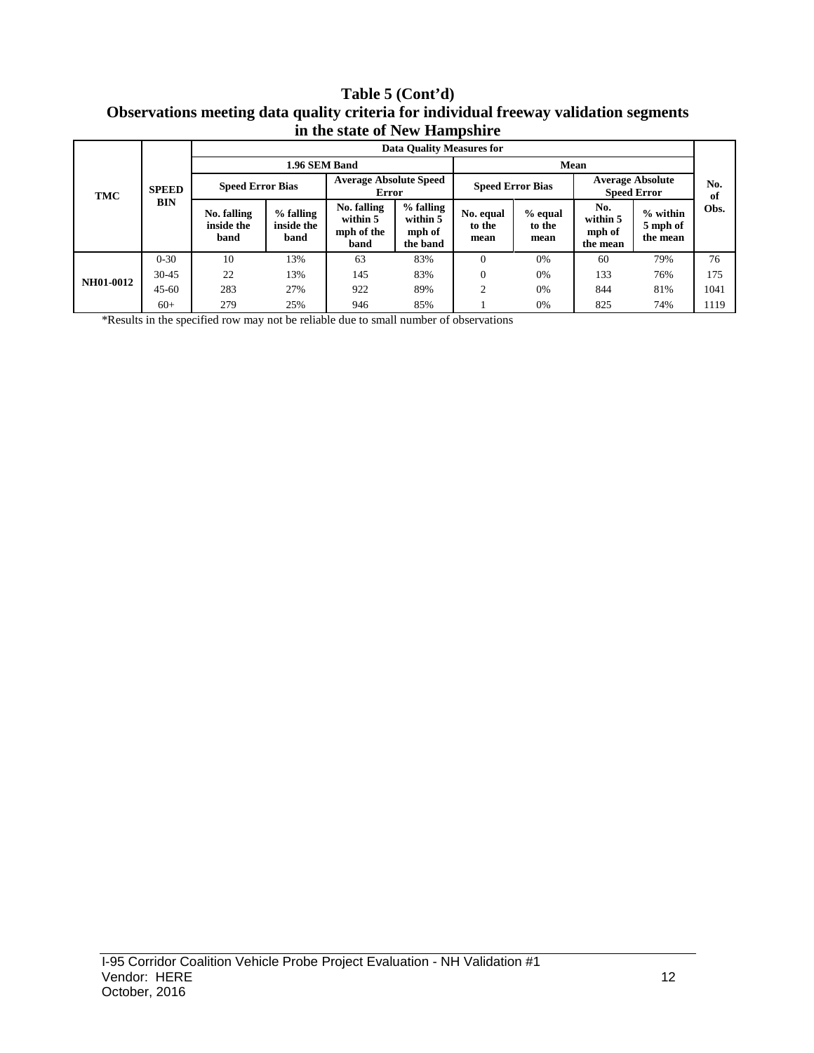**Table 5 (Cont'd)**
**Observations meeting data quality criteria for individual freeway validation segments in the state of New Hampshire**

| TMC | SPEED BIN | Data Quality Measures for | | | | | | | | No. of Obs. |
|---|---|---|---|---|---|---|---|---|---|---|
| | | 1.96 SEM Band | | | | Mean | | | | |
| | | Speed Error Bias | | Average Absolute Speed Error | | Speed Error Bias | | Average Absolute Speed Error | | |
| | | No. falling inside the band | % falling inside the band | No. falling within 5 mph of the band | % falling within 5 mph of the band | No. equal to the mean | % equal to the mean | No. within 5 mph of the mean | % within 5 mph of the mean | |
| NH01-0012 | 0-30 | 10 | 13% | 63 | 83% | 0 | 0% | 60 | 79% | 76 |
| | 30-45 | 22 | 13% | 145 | 83% | 0 | 0% | 133 | 76% | 175 |
| | 45-60 | 283 | 27% | 922 | 89% | 2 | 0% | 844 | 81% | 1041 |
| | 60+ | 279 | 25% | 946 | 85% | 1 | 0% | 825 | 74% | 1119 |

*Results in the specified row may not be reliable due to small number of observations